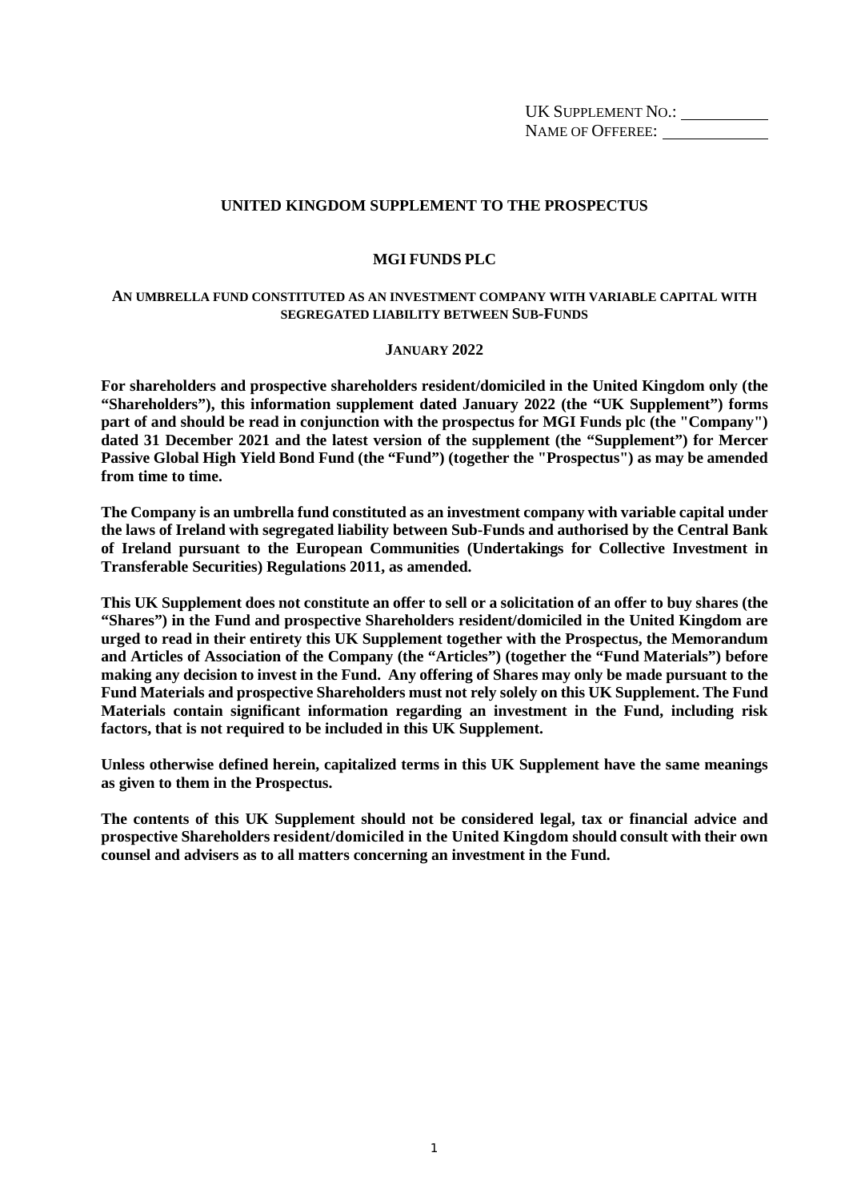UK SUPPLEMENT NO.: __________
NAME OF OFFEREE: ____________

# UNITED KINGDOM SUPPLEMENT TO THE PROSPECTUS

## MGI FUNDS PLC

**AN UMBRELLA FUND CONSTITUTED AS AN INVESTMENT COMPANY WITH VARIABLE CAPITAL WITH SEGREGATED LIABILITY BETWEEN SUB-FUNDS**

**JANUARY 2022**

**For shareholders and prospective shareholders resident/domiciled in the United Kingdom only (the "Shareholders"), this information supplement dated January 2022 (the "UK Supplement") forms part of and should be read in conjunction with the prospectus for MGI Funds plc (the "Company") dated 31 December 2021 and the latest version of the supplement (the "Supplement") for Mercer Passive Global High Yield Bond Fund (the "Fund") (together the "Prospectus") as may be amended from time to time.**

**The Company is an umbrella fund constituted as an investment company with variable capital under the laws of Ireland with segregated liability between Sub-Funds and authorised by the Central Bank of Ireland pursuant to the European Communities (Undertakings for Collective Investment in Transferable Securities) Regulations 2011, as amended.**

**This UK Supplement does not constitute an offer to sell or a solicitation of an offer to buy shares (the "Shares") in the Fund and prospective Shareholders resident/domiciled in the United Kingdom are urged to read in their entirety this UK Supplement together with the Prospectus, the Memorandum and Articles of Association of the Company (the "Articles") (together the "Fund Materials") before making any decision to invest in the Fund. Any offering of Shares may only be made pursuant to the Fund Materials and prospective Shareholders must not rely solely on this UK Supplement. The Fund Materials contain significant information regarding an investment in the Fund, including risk factors, that is not required to be included in this UK Supplement.**

**Unless otherwise defined herein, capitalized terms in this UK Supplement have the same meanings as given to them in the Prospectus.**

**The contents of this UK Supplement should not be considered legal, tax or financial advice and prospective Shareholders resident/domiciled in the United Kingdom should consult with their own counsel and advisers as to all matters concerning an investment in the Fund.**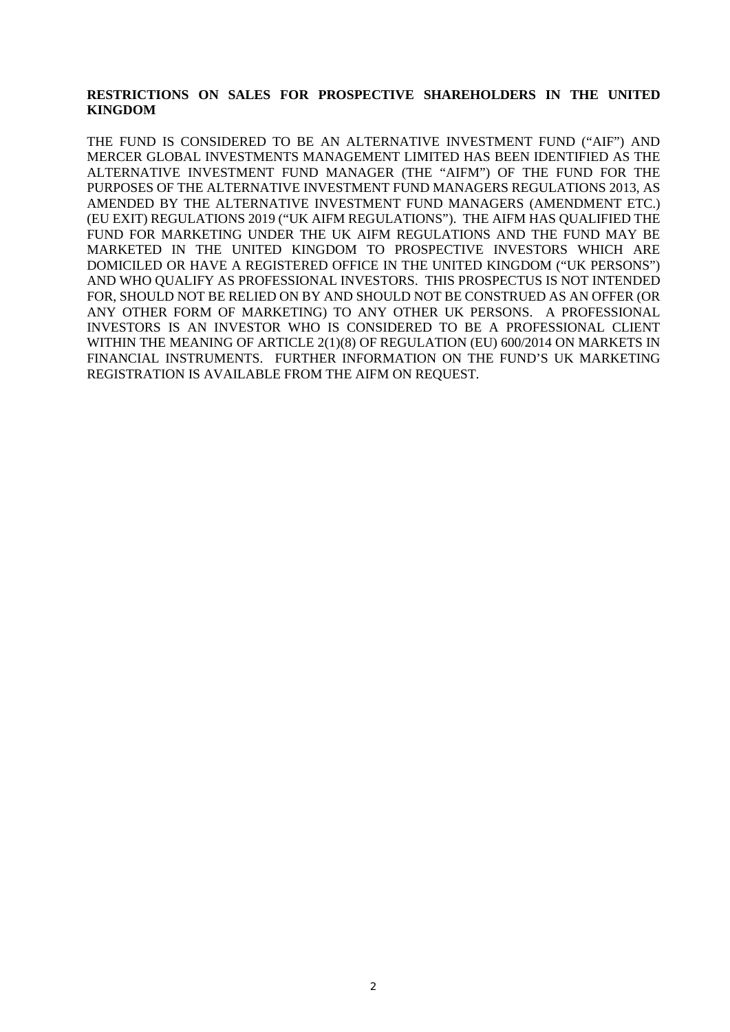**RESTRICTIONS ON SALES FOR PROSPECTIVE SHAREHOLDERS IN THE UNITED KINGDOM**

THE FUND IS CONSIDERED TO BE AN ALTERNATIVE INVESTMENT FUND ("AIF") AND MERCER GLOBAL INVESTMENTS MANAGEMENT LIMITED HAS BEEN IDENTIFIED AS THE ALTERNATIVE INVESTMENT FUND MANAGER (THE "AIFM") OF THE FUND FOR THE PURPOSES OF THE ALTERNATIVE INVESTMENT FUND MANAGERS REGULATIONS 2013, AS AMENDED BY THE ALTERNATIVE INVESTMENT FUND MANAGERS (AMENDMENT ETC.) (EU EXIT) REGULATIONS 2019 ("UK AIFM REGULATIONS"). THE AIFM HAS QUALIFIED THE FUND FOR MARKETING UNDER THE UK AIFM REGULATIONS AND THE FUND MAY BE MARKETED IN THE UNITED KINGDOM TO PROSPECTIVE INVESTORS WHICH ARE DOMICILED OR HAVE A REGISTERED OFFICE IN THE UNITED KINGDOM ("UK PERSONS") AND WHO QUALIFY AS PROFESSIONAL INVESTORS. THIS PROSPECTUS IS NOT INTENDED FOR, SHOULD NOT BE RELIED ON BY AND SHOULD NOT BE CONSTRUED AS AN OFFER (OR ANY OTHER FORM OF MARKETING) TO ANY OTHER UK PERSONS. A PROFESSIONAL INVESTORS IS AN INVESTOR WHO IS CONSIDERED TO BE A PROFESSIONAL CLIENT WITHIN THE MEANING OF ARTICLE 2(1)(8) OF REGULATION (EU) 600/2014 ON MARKETS IN FINANCIAL INSTRUMENTS. FURTHER INFORMATION ON THE FUND'S UK MARKETING REGISTRATION IS AVAILABLE FROM THE AIFM ON REQUEST.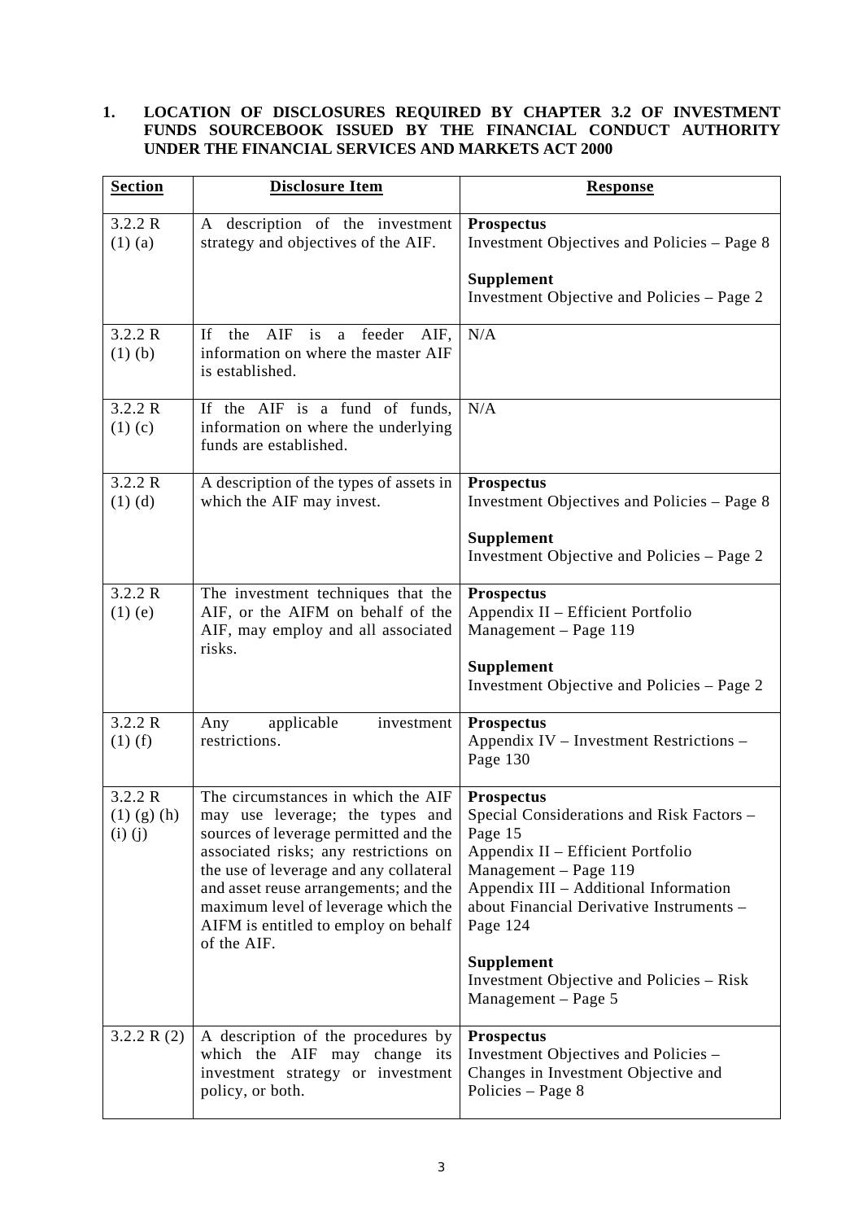## 1. LOCATION OF DISCLOSURES REQUIRED BY CHAPTER 3.2 OF INVESTMENT FUNDS SOURCEBOOK ISSUED BY THE FINANCIAL CONDUCT AUTHORITY UNDER THE FINANCIAL SERVICES AND MARKETS ACT 2000

| Section | Disclosure Item | Response |
|---|---|---|
| 3.2.2 R (1) (a) | A description of the investment strategy and objectives of the AIF. | **Prospectus**<br>Investment Objectives and Policies – Page 8<br><br>**Supplement**<br>Investment Objective and Policies – Page 2 |
| 3.2.2 R (1) (b) | If the AIF is a feeder AIF, information on where the master AIF is established. | N/A |
| 3.2.2 R (1) (c) | If the AIF is a fund of funds, information on where the underlying funds are established. | N/A |
| 3.2.2 R (1) (d) | A description of the types of assets in which the AIF may invest. | **Prospectus**<br>Investment Objectives and Policies – Page 8<br><br>**Supplement**<br>Investment Objective and Policies – Page 2 |
| 3.2.2 R (1) (e) | The investment techniques that the AIF, or the AIFM on behalf of the AIF, may employ and all associated risks. | **Prospectus**<br>Appendix II – Efficient Portfolio Management – Page 119<br><br>**Supplement**<br>Investment Objective and Policies – Page 2 |
| 3.2.2 R (1) (f) | Any applicable investment restrictions. | **Prospectus**<br>Appendix IV – Investment Restrictions – Page 130 |
| 3.2.2 R (1) (g) (h) (i) (j) | The circumstances in which the AIF may use leverage; the types and sources of leverage permitted and the associated risks; any restrictions on the use of leverage and any collateral and asset reuse arrangements; and the maximum level of leverage which the AIFM is entitled to employ on behalf of the AIF. | **Prospectus**<br>Special Considerations and Risk Factors – Page 15<br>Appendix II – Efficient Portfolio Management – Page 119<br>Appendix III – Additional Information about Financial Derivative Instruments – Page 124<br><br>**Supplement**<br>Investment Objective and Policies – Risk Management – Page 5 |
| 3.2.2 R (2) | A description of the procedures by which the AIF may change its investment strategy or investment policy, or both. | **Prospectus**<br>Investment Objectives and Policies – Changes in Investment Objective and Policies – Page 8 |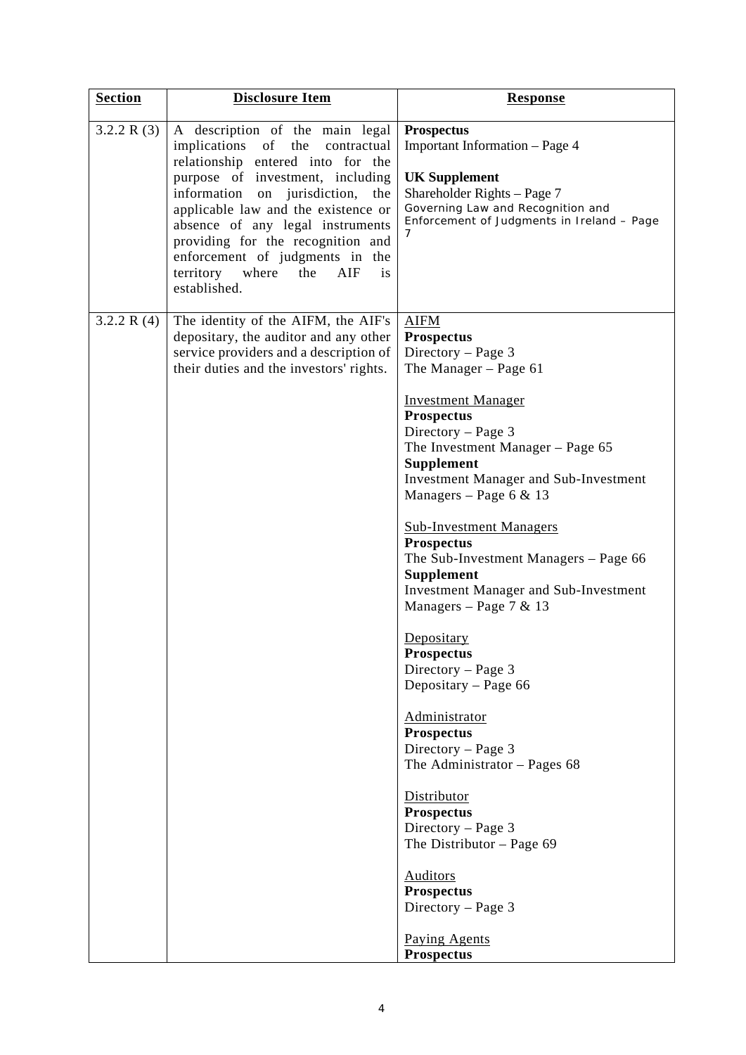| Section | Disclosure Item | Response |
|---|---|---|
| 3.2.2 R (3) | A description of the main legal implications of the contractual relationship entered into for the purpose of investment, including information on jurisdiction, the applicable law and the existence or absence of any legal instruments providing for the recognition and enforcement of judgments in the territory where the AIF is established. | **Prospectus**<br>Important Information – Page 4<br><br>**UK Supplement**<br>Shareholder Rights – Page 7<br>Governing Law and Recognition and Enforcement of Judgments in Ireland – Page 7 |
| 3.2.2 R (4) | The identity of the AIFM, the AIF's depositary, the auditor and any other service providers and a description of their duties and the investors' rights. | AIFM<br>**Prospectus**<br>Directory – Page 3<br>The Manager – Page 61<br><br>Investment Manager<br>**Prospectus**<br>Directory – Page 3<br>The Investment Manager – Page 65<br>**Supplement**<br>Investment Manager and Sub-Investment Managers – Page 6 & 13<br><br>Sub-Investment Managers<br>**Prospectus**<br>The Sub-Investment Managers – Page 66<br>**Supplement**<br>Investment Manager and Sub-Investment Managers – Page 7 & 13<br><br>Depositary<br>**Prospectus**<br>Directory – Page 3<br>Depositary – Page 66<br><br>Administrator<br>**Prospectus**<br>Directory – Page 3<br>The Administrator – Pages 68<br><br>Distributor<br>**Prospectus**<br>Directory – Page 3<br>The Distributor – Page 69<br><br>Auditors<br>**Prospectus**<br>Directory – Page 3<br><br>Paying Agents<br>**Prospectus** |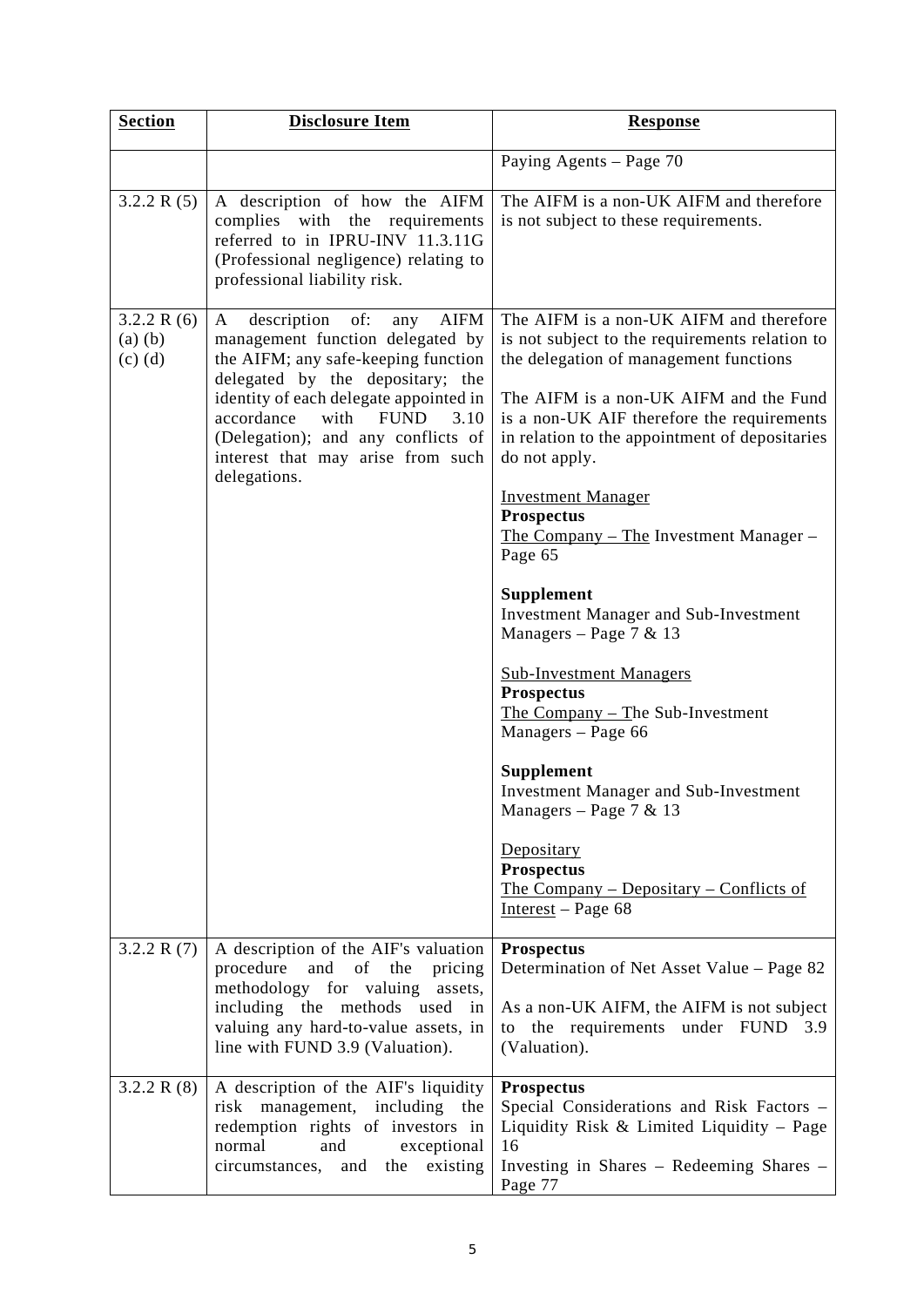| Section | Disclosure Item | Response |
|---|---|---|
| | | Paying Agents – Page 70 |
| 3.2.2 R (5) | A description of how the AIFM complies with the requirements referred to in IPRU-INV 11.3.11G (Professional negligence) relating to professional liability risk. | The AIFM is a non-UK AIFM and therefore is not subject to these requirements. |
| 3.2.2 R (6) (a) (b) (c) (d) | A description of: any AIFM management function delegated by the AIFM; any safe-keeping function delegated by the depositary; the identity of each delegate appointed in accordance with FUND 3.10 (Delegation); and any conflicts of interest that may arise from such delegations. | The AIFM is a non-UK AIFM and therefore is not subject to the requirements relation to the delegation of management functions<br><br>The AIFM is a non-UK AIFM and the Fund is a non-UK AIF therefore the requirements in relation to the appointment of depositaries do not apply.<br><br>Investment Manager<br>**Prospectus**<br>The Company – The Investment Manager – Page 65<br><br>**Supplement**<br>Investment Manager and Sub-Investment Managers – Page 7 & 13<br><br>Sub-Investment Managers<br>**Prospectus**<br>The Company – The Sub-Investment Managers – Page 66<br><br>**Supplement**<br>Investment Manager and Sub-Investment Managers – Page 7 & 13<br><br>Depositary<br>**Prospectus**<br>The Company – Depositary – Conflicts of Interest – Page 68 |
| 3.2.2 R (7) | A description of the AIF's valuation procedure and of the pricing methodology for valuing assets, including the methods used in valuing any hard-to-value assets, in line with FUND 3.9 (Valuation). | **Prospectus**<br>Determination of Net Asset Value – Page 82<br><br>As a non-UK AIFM, the AIFM is not subject to the requirements under FUND 3.9 (Valuation). |
| 3.2.2 R (8) | A description of the AIF's liquidity risk management, including the redemption rights of investors in normal and exceptional circumstances, and the existing | **Prospectus**<br>Special Considerations and Risk Factors – Liquidity Risk & Limited Liquidity – Page 16<br>Investing in Shares – Redeeming Shares – Page 77 |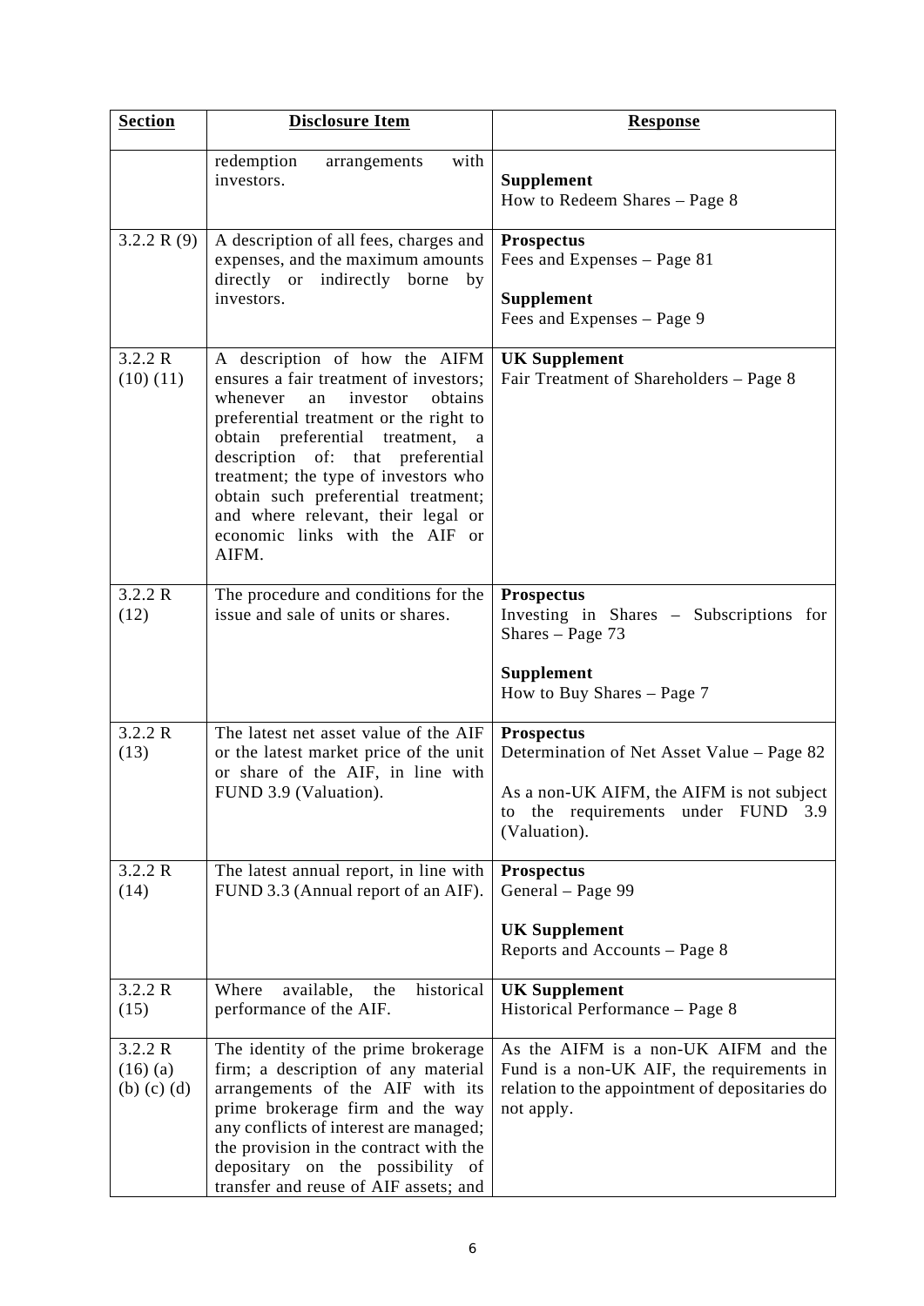| **Section** | **Disclosure Item** | **Response** |
|---|---|---|
| | redemption arrangements with investors. | **Supplement**<br>How to Redeem Shares – Page 8 |
| 3.2.2 R (9) | A description of all fees, charges and expenses, and the maximum amounts directly or indirectly borne by investors. | **Prospectus**<br>Fees and Expenses – Page 81<br><br>**Supplement**<br>Fees and Expenses – Page 9 |
| 3.2.2 R (10) (11) | A description of how the AIFM ensures a fair treatment of investors; whenever an investor obtains preferential treatment or the right to obtain preferential treatment, a description of: that preferential treatment; the type of investors who obtain such preferential treatment; and where relevant, their legal or economic links with the AIF or AIFM. | **UK Supplement**<br>Fair Treatment of Shareholders – Page 8 |
| 3.2.2 R (12) | The procedure and conditions for the issue and sale of units or shares. | **Prospectus**<br>Investing in Shares – Subscriptions for Shares – Page 73<br><br>**Supplement**<br>How to Buy Shares – Page 7 |
| 3.2.2 R (13) | The latest net asset value of the AIF or the latest market price of the unit or share of the AIF, in line with FUND 3.9 (Valuation). | **Prospectus**<br>Determination of Net Asset Value – Page 82<br><br>As a non-UK AIFM, the AIFM is not subject to the requirements under FUND 3.9 (Valuation). |
| 3.2.2 R (14) | The latest annual report, in line with FUND 3.3 (Annual report of an AIF). | **Prospectus**<br>General – Page 99<br><br>**UK Supplement**<br>Reports and Accounts – Page 8 |
| 3.2.2 R (15) | Where available, the historical performance of the AIF. | **UK Supplement**<br>Historical Performance – Page 8 |
| 3.2.2 R (16) (a) (b) (c) (d) | The identity of the prime brokerage firm; a description of any material arrangements of the AIF with its prime brokerage firm and the way any conflicts of interest are managed; the provision in the contract with the depositary on the possibility of transfer and reuse of AIF assets; and | As the AIFM is a non-UK AIFM and the Fund is a non-UK AIF, the requirements in relation to the appointment of depositaries do not apply. |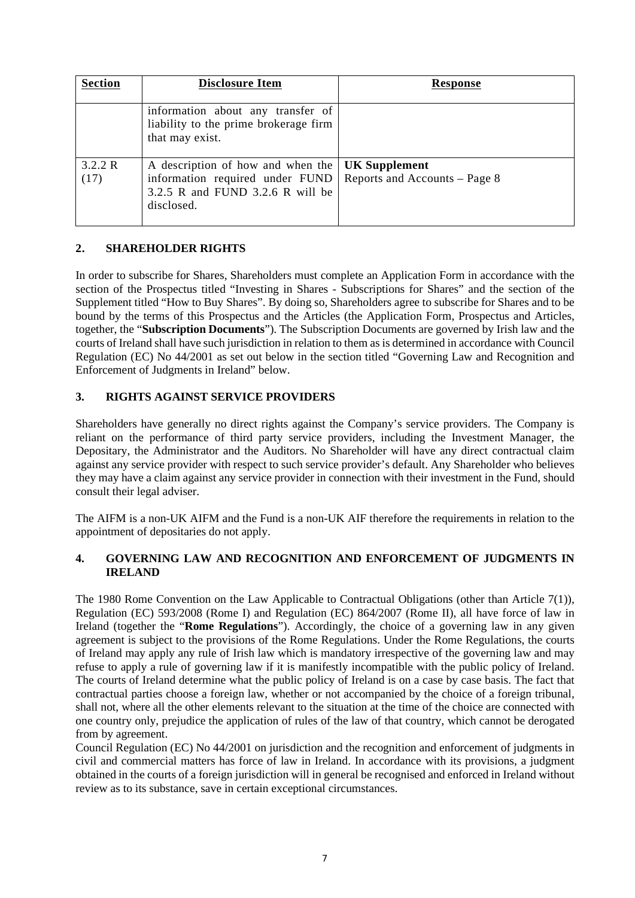| Section | Disclosure Item | Response |
| --- | --- | --- |
| | information about any transfer of liability to the prime brokerage firm that may exist. | |
| 3.2.2 R (17) | A description of how and when the information required under FUND 3.2.5 R and FUND 3.2.6 R will be disclosed. | **UK Supplement** Reports and Accounts – Page 8 |

## 2. SHAREHOLDER RIGHTS

In order to subscribe for Shares, Shareholders must complete an Application Form in accordance with the section of the Prospectus titled "Investing in Shares - Subscriptions for Shares" and the section of the Supplement titled "How to Buy Shares". By doing so, Shareholders agree to subscribe for Shares and to be bound by the terms of this Prospectus and the Articles (the Application Form, Prospectus and Articles, together, the "**Subscription Documents**"). The Subscription Documents are governed by Irish law and the courts of Ireland shall have such jurisdiction in relation to them as is determined in accordance with Council Regulation (EC) No 44/2001 as set out below in the section titled "Governing Law and Recognition and Enforcement of Judgments in Ireland" below.

## 3. RIGHTS AGAINST SERVICE PROVIDERS

Shareholders have generally no direct rights against the Company's service providers. The Company is reliant on the performance of third party service providers, including the Investment Manager, the Depositary, the Administrator and the Auditors. No Shareholder will have any direct contractual claim against any service provider with respect to such service provider's default. Any Shareholder who believes they may have a claim against any service provider in connection with their investment in the Fund, should consult their legal adviser.

The AIFM is a non-UK AIFM and the Fund is a non-UK AIF therefore the requirements in relation to the appointment of depositaries do not apply.

## 4. GOVERNING LAW AND RECOGNITION AND ENFORCEMENT OF JUDGMENTS IN IRELAND

The 1980 Rome Convention on the Law Applicable to Contractual Obligations (other than Article 7(1)), Regulation (EC) 593/2008 (Rome I) and Regulation (EC) 864/2007 (Rome II), all have force of law in Ireland (together the "**Rome Regulations**"). Accordingly, the choice of a governing law in any given agreement is subject to the provisions of the Rome Regulations. Under the Rome Regulations, the courts of Ireland may apply any rule of Irish law which is mandatory irrespective of the governing law and may refuse to apply a rule of governing law if it is manifestly incompatible with the public policy of Ireland. The courts of Ireland determine what the public policy of Ireland is on a case by case basis. The fact that contractual parties choose a foreign law, whether or not accompanied by the choice of a foreign tribunal, shall not, where all the other elements relevant to the situation at the time of the choice are connected with one country only, prejudice the application of rules of the law of that country, which cannot be derogated from by agreement.

Council Regulation (EC) No 44/2001 on jurisdiction and the recognition and enforcement of judgments in civil and commercial matters has force of law in Ireland. In accordance with its provisions, a judgment obtained in the courts of a foreign jurisdiction will in general be recognised and enforced in Ireland without review as to its substance, save in certain exceptional circumstances.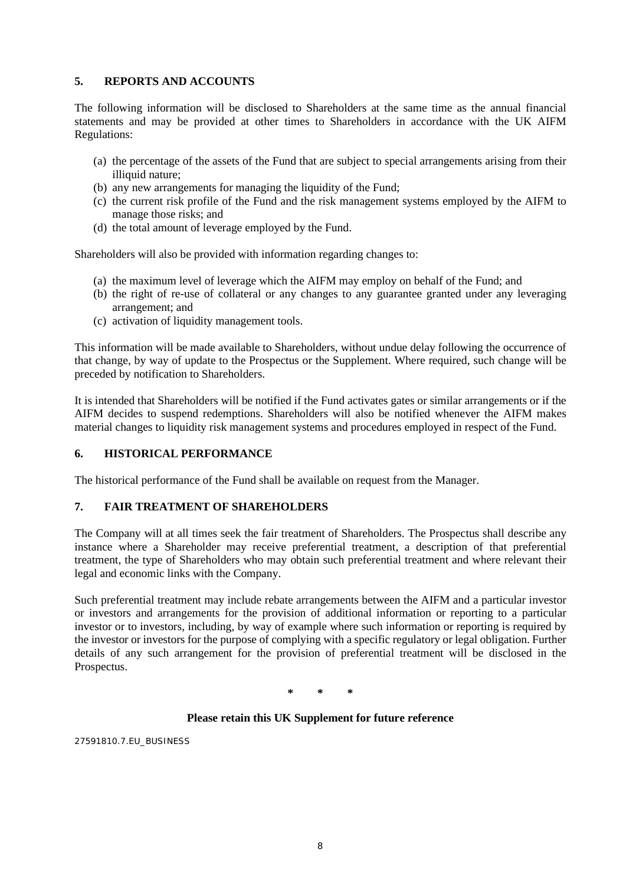## 5. REPORTS AND ACCOUNTS

The following information will be disclosed to Shareholders at the same time as the annual financial statements and may be provided at other times to Shareholders in accordance with the UK AIFM Regulations:

(a) the percentage of the assets of the Fund that are subject to special arrangements arising from their illiquid nature;
(b) any new arrangements for managing the liquidity of the Fund;
(c) the current risk profile of the Fund and the risk management systems employed by the AIFM to manage those risks; and
(d) the total amount of leverage employed by the Fund.

Shareholders will also be provided with information regarding changes to:

(a) the maximum level of leverage which the AIFM may employ on behalf of the Fund; and
(b) the right of re-use of collateral or any changes to any guarantee granted under any leveraging arrangement; and
(c) activation of liquidity management tools.

This information will be made available to Shareholders, without undue delay following the occurrence of that change, by way of update to the Prospectus or the Supplement. Where required, such change will be preceded by notification to Shareholders.

It is intended that Shareholders will be notified if the Fund activates gates or similar arrangements or if the AIFM decides to suspend redemptions. Shareholders will also be notified whenever the AIFM makes material changes to liquidity risk management systems and procedures employed in respect of the Fund.

## 6. HISTORICAL PERFORMANCE

The historical performance of the Fund shall be available on request from the Manager.

## 7. FAIR TREATMENT OF SHAREHOLDERS

The Company will at all times seek the fair treatment of Shareholders. The Prospectus shall describe any instance where a Shareholder may receive preferential treatment, a description of that preferential treatment, the type of Shareholders who may obtain such preferential treatment and where relevant their legal and economic links with the Company.

Such preferential treatment may include rebate arrangements between the AIFM and a particular investor or investors and arrangements for the provision of additional information or reporting to a particular investor or to investors, including, by way of example where such information or reporting is required by the investor or investors for the purpose of complying with a specific regulatory or legal obligation. Further details of any such arrangement for the provision of preferential treatment will be disclosed in the Prospectus.

\* \* \*

**Please retain this UK Supplement for future reference**

27591810.7.EU_BUSINESS